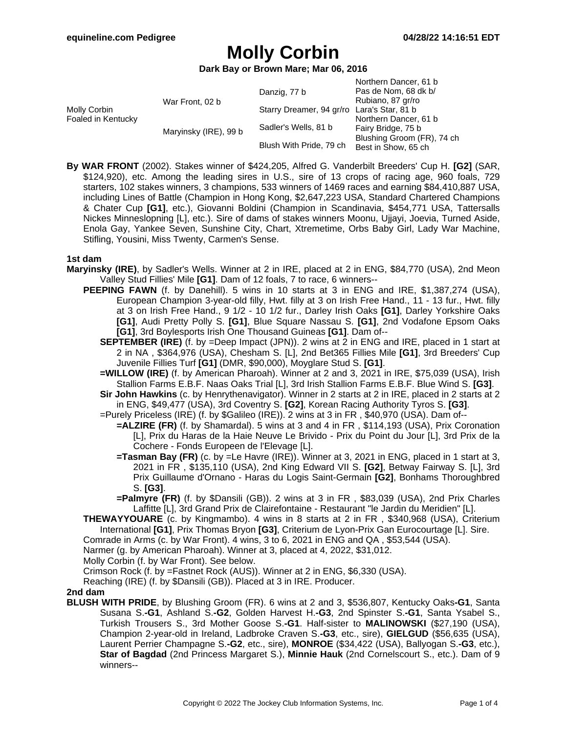# Molly Corbin

**Dark Bay or Brown Mare; Mar 06, 2016**

| | | | |
|---|---|---|---|
| Molly Corbin<br>Foaled in Kentucky | War Front, 02 b | Danzig, 77 b | Northern Dancer, 61 b |
| | | | Pas de Nom, 68 dk b/ |
| | | Starry Dreamer, 94 gr/ro | Rubiano, 87 gr/ro |
| | | | Lara's Star, 81 b |
| | Maryinsky (IRE), 99 b | Sadler's Wells, 81 b | Northern Dancer, 61 b |
| | | | Fairy Bridge, 75 b |
| | | Blush With Pride, 79 ch | Blushing Groom (FR), 74 ch |
| | | | Best in Show, 65 ch |

**By WAR FRONT** (2002). Stakes winner of $424,205, Alfred G. Vanderbilt Breeders' Cup H. **[G2]** (SAR, $124,920), etc. Among the leading sires in U.S., sire of 13 crops of racing age, 960 foals, 729 starters, 102 stakes winners, 3 champions, 533 winners of 1469 races and earning $84,410,887 USA, including Lines of Battle (Champion in Hong Kong, $2,647,223 USA, Standard Chartered Champions & Chater Cup **[G1]**, etc.), Giovanni Boldini (Champion in Scandinavia, $454,771 USA, Tattersalls Nickes Minneslopning [L], etc.). Sire of dams of stakes winners Moonu, Ujjayi, Joevia, Turned Aside, Enola Gay, Yankee Seven, Sunshine City, Chart, Xtremetime, Orbs Baby Girl, Lady War Machine, Stifling, Yousini, Miss Twenty, Carmen's Sense.

**1st dam**

**Maryinsky (IRE)**, by Sadler's Wells. Winner at 2 in IRE, placed at 2 in ENG, $84,770 (USA), 2nd Meon Valley Stud Fillies' Mile **[G1]**. Dam of 12 foals, 7 to race, 6 winners--

- **PEEPING FAWN** (f. by Danehill). 5 wins in 10 starts at 3 in ENG and IRE, $1,387,274 (USA), European Champion 3-year-old filly, Hwt. filly at 3 on Irish Free Hand., 11 - 13 fur., Hwt. filly at 3 on Irish Free Hand., 9 1/2 - 10 1/2 fur., Darley Irish Oaks **[G1]**, Darley Yorkshire Oaks **[G1]**, Audi Pretty Polly S. **[G1]**, Blue Square Nassau S. **[G1]**, 2nd Vodafone Epsom Oaks **[G1]**, 3rd Boylesports Irish One Thousand Guineas **[G1]**. Dam of--
  - **SEPTEMBER (IRE)** (f. by =Deep Impact (JPN)). 2 wins at 2 in ENG and IRE, placed in 1 start at 2 in NA , $364,976 (USA), Chesham S. [L], 2nd Bet365 Fillies Mile **[G1]**, 3rd Breeders' Cup Juvenile Fillies Turf **[G1]** (DMR, $90,000), Moyglare Stud S. **[G1]**.
  - **=WILLOW (IRE)** (f. by American Pharoah). Winner at 2 and 3, 2021 in IRE, $75,039 (USA), Irish Stallion Farms E.B.F. Naas Oaks Trial [L], 3rd Irish Stallion Farms E.B.F. Blue Wind S. **[G3]**.
  - **Sir John Hawkins** (c. by Henrythenavigator). Winner in 2 starts at 2 in IRE, placed in 2 starts at 2 in ENG, $49,477 (USA), 3rd Coventry S. **[G2]**, Korean Racing Authority Tyros S. **[G3]**.
  - =Purely Priceless (IRE) (f. by $Galileo (IRE)). 2 wins at 3 in FR , $40,970 (USA). Dam of--
    - **=ALZIRE (FR)** (f. by Shamardal). 5 wins at 3 and 4 in FR , $114,193 (USA), Prix Coronation [L], Prix du Haras de la Haie Neuve Le Brivido - Prix du Point du Jour [L], 3rd Prix de la Cochere - Fonds Europeen de l'Elevage [L].
    - **=Tasman Bay (FR)** (c. by =Le Havre (IRE)). Winner at 3, 2021 in ENG, placed in 1 start at 3, 2021 in FR , $135,110 (USA), 2nd King Edward VII S. **[G2]**, Betway Fairway S. [L], 3rd Prix Guillaume d'Ornano - Haras du Logis Saint-Germain **[G2]**, Bonhams Thoroughbred S. **[G3]**.
    - **=Palmyre (FR)** (f. by $Dansili (GB)). 2 wins at 3 in FR , $83,039 (USA), 2nd Prix Charles Laffitte [L], 3rd Grand Prix de Clairefontaine - Restaurant "le Jardin du Meridien" [L].
- **THEWAYYOUARE** (c. by Kingmambo). 4 wins in 8 starts at 2 in FR , $340,968 (USA), Criterium International **[G1]**, Prix Thomas Bryon **[G3]**, Criterium de Lyon-Prix Gan Eurocourtage [L]. Sire.
- Comrade in Arms (c. by War Front). 4 wins, 3 to 6, 2021 in ENG and QA , $53,544 (USA).
- Narmer (g. by American Pharoah). Winner at 3, placed at 4, 2022, $31,012.
- Molly Corbin (f. by War Front). See below.
- Crimson Rock (f. by =Fastnet Rock (AUS)). Winner at 2 in ENG, $6,330 (USA).
- Reaching (IRE) (f. by $Dansili (GB)). Placed at 3 in IRE. Producer.

**2nd dam**

**BLUSH WITH PRIDE**, by Blushing Groom (FR). 6 wins at 2 and 3, $536,807, Kentucky Oaks**-G1**, Santa Susana S.**-G1**, Ashland S.**-G2**, Golden Harvest H.**-G3**, 2nd Spinster S.**-G1**, Santa Ysabel S., Turkish Trousers S., 3rd Mother Goose S.**-G1**. Half-sister to **MALINOWSKI** ($27,190 (USA), Champion 2-year-old in Ireland, Ladbroke Craven S.**-G3**, etc., sire), **GIELGUD** ($56,635 (USA), Laurent Perrier Champagne S.**-G2**, etc., sire), **MONROE** ($34,422 (USA), Ballyogan S.**-G3**, etc.), **Star of Bagdad** (2nd Princess Margaret S.), **Minnie Hauk** (2nd Cornelscourt S., etc.). Dam of 9 winners--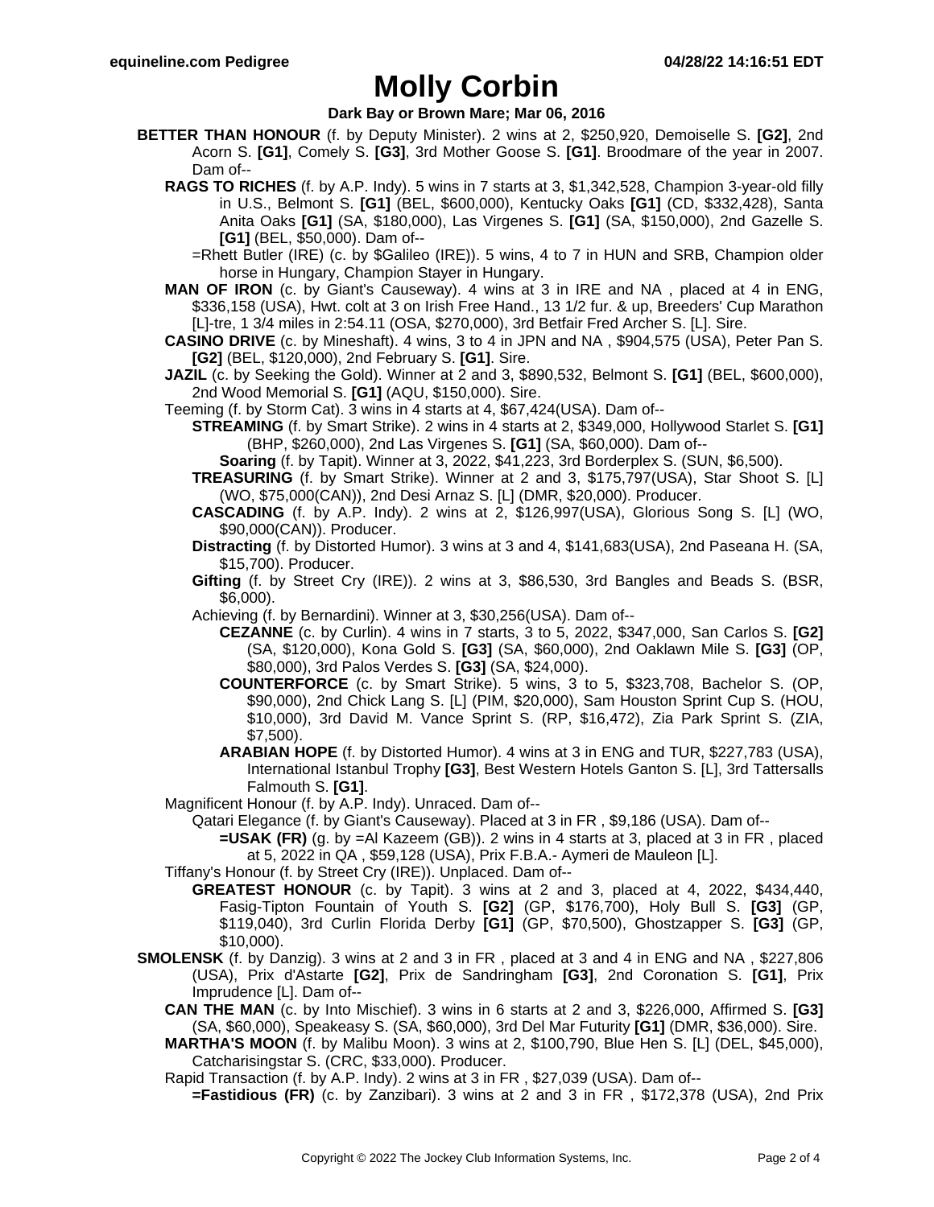# Molly Corbin

**Dark Bay or Brown Mare; Mar 06, 2016**

**BETTER THAN HONOUR** (f. by Deputy Minister). 2 wins at 2, $250,920, Demoiselle S. **[G2]**, 2nd Acorn S. **[G1]**, Comely S. **[G3]**, 3rd Mother Goose S. **[G1]**. Broodmare of the year in 2007. Dam of--

- **RAGS TO RICHES** (f. by A.P. Indy). 5 wins in 7 starts at 3, $1,342,528, Champion 3-year-old filly in U.S., Belmont S. **[G1]** (BEL, $600,000), Kentucky Oaks **[G1]** (CD, $332,428), Santa Anita Oaks **[G1]** (SA, $180,000), Las Virgenes S. **[G1]** (SA, $150,000), 2nd Gazelle S. **[G1]** (BEL, $50,000). Dam of--
  - =Rhett Butler (IRE) (c. by $Galileo (IRE)). 5 wins, 4 to 7 in HUN and SRB, Champion older horse in Hungary, Champion Stayer in Hungary.
- **MAN OF IRON** (c. by Giant's Causeway). 4 wins at 3 in IRE and NA , placed at 4 in ENG, $336,158 (USA), Hwt. colt at 3 on Irish Free Hand., 13 1/2 fur. & up, Breeders' Cup Marathon [L]-tre, 1 3/4 miles in 2:54.11 (OSA, $270,000), 3rd Betfair Fred Archer S. [L]. Sire.
- **CASINO DRIVE** (c. by Mineshaft). 4 wins, 3 to 4 in JPN and NA , $904,575 (USA), Peter Pan S. **[G2]** (BEL, $120,000), 2nd February S. **[G1]**. Sire.
- **JAZIL** (c. by Seeking the Gold). Winner at 2 and 3, $890,532, Belmont S. **[G1]** (BEL, $600,000), 2nd Wood Memorial S. **[G1]** (AQU, $150,000). Sire.
- Teeming (f. by Storm Cat). 3 wins in 4 starts at 4, $67,424(USA). Dam of--
  - **STREAMING** (f. by Smart Strike). 2 wins in 4 starts at 2, $349,000, Hollywood Starlet S. **[G1]** (BHP, $260,000), 2nd Las Virgenes S. **[G1]** (SA, $60,000). Dam of--
    - **Soaring** (f. by Tapit). Winner at 3, 2022, $41,223, 3rd Borderplex S. (SUN, $6,500).
  - **TREASURING** (f. by Smart Strike). Winner at 2 and 3, $175,797(USA), Star Shoot S. [L] (WO, $75,000(CAN)), 2nd Desi Arnaz S. [L] (DMR, $20,000). Producer.
  - **CASCADING** (f. by A.P. Indy). 2 wins at 2, $126,997(USA), Glorious Song S. [L] (WO, $90,000(CAN)). Producer.
  - **Distracting** (f. by Distorted Humor). 3 wins at 3 and 4, $141,683(USA), 2nd Paseana H. (SA, $15,700). Producer.
  - **Gifting** (f. by Street Cry (IRE)). 2 wins at 3, $86,530, 3rd Bangles and Beads S. (BSR, $6,000).
  - Achieving (f. by Bernardini). Winner at 3, $30,256(USA). Dam of--
    - **CEZANNE** (c. by Curlin). 4 wins in 7 starts, 3 to 5, 2022, $347,000, San Carlos S. **[G2]** (SA, $120,000), Kona Gold S. **[G3]** (SA, $60,000), 2nd Oaklawn Mile S. **[G3]** (OP, $80,000), 3rd Palos Verdes S. **[G3]** (SA, $24,000).
    - **COUNTERFORCE** (c. by Smart Strike). 5 wins, 3 to 5, $323,708, Bachelor S. (OP, $90,000), 2nd Chick Lang S. [L] (PIM, $20,000), Sam Houston Sprint Cup S. (HOU, $10,000), 3rd David M. Vance Sprint S. (RP, $16,472), Zia Park Sprint S. (ZIA, $7,500).
    - **ARABIAN HOPE** (f. by Distorted Humor). 4 wins at 3 in ENG and TUR, $227,783 (USA), International Istanbul Trophy **[G3]**, Best Western Hotels Ganton S. [L], 3rd Tattersalls Falmouth S. **[G1]**.
- Magnificent Honour (f. by A.P. Indy). Unraced. Dam of--
  - Qatari Elegance (f. by Giant's Causeway). Placed at 3 in FR , $9,186 (USA). Dam of--
    - **=USAK (FR)** (g. by =Al Kazeem (GB)). 2 wins in 4 starts at 3, placed at 3 in FR , placed at 5, 2022 in QA , $59,128 (USA), Prix F.B.A.- Aymeri de Mauleon [L].
- Tiffany's Honour (f. by Street Cry (IRE)). Unplaced. Dam of--
  - **GREATEST HONOUR** (c. by Tapit). 3 wins at 2 and 3, placed at 4, 2022, $434,440, Fasig-Tipton Fountain of Youth S. **[G2]** (GP, $176,700), Holy Bull S. **[G3]** (GP, $119,040), 3rd Curlin Florida Derby **[G1]** (GP, $70,500), Ghostzapper S. **[G3]** (GP, $10,000).

**SMOLENSK** (f. by Danzig). 3 wins at 2 and 3 in FR , placed at 3 and 4 in ENG and NA , $227,806 (USA), Prix d'Astarte **[G2]**, Prix de Sandringham **[G3]**, 2nd Coronation S. **[G1]**, Prix Imprudence [L]. Dam of--

- **CAN THE MAN** (c. by Into Mischief). 3 wins in 6 starts at 2 and 3, $226,000, Affirmed S. **[G3]** (SA, $60,000), Speakeasy S. (SA, $60,000), 3rd Del Mar Futurity **[G1]** (DMR, $36,000). Sire.
- **MARTHA'S MOON** (f. by Malibu Moon). 3 wins at 2, $100,790, Blue Hen S. [L] (DEL, $45,000), Catcharisingstar S. (CRC, $33,000). Producer.
- Rapid Transaction (f. by A.P. Indy). 2 wins at 3 in FR , $27,039 (USA). Dam of--
  - **=Fastidious (FR)** (c. by Zanzibari). 3 wins at 2 and 3 in FR , $172,378 (USA), 2nd Prix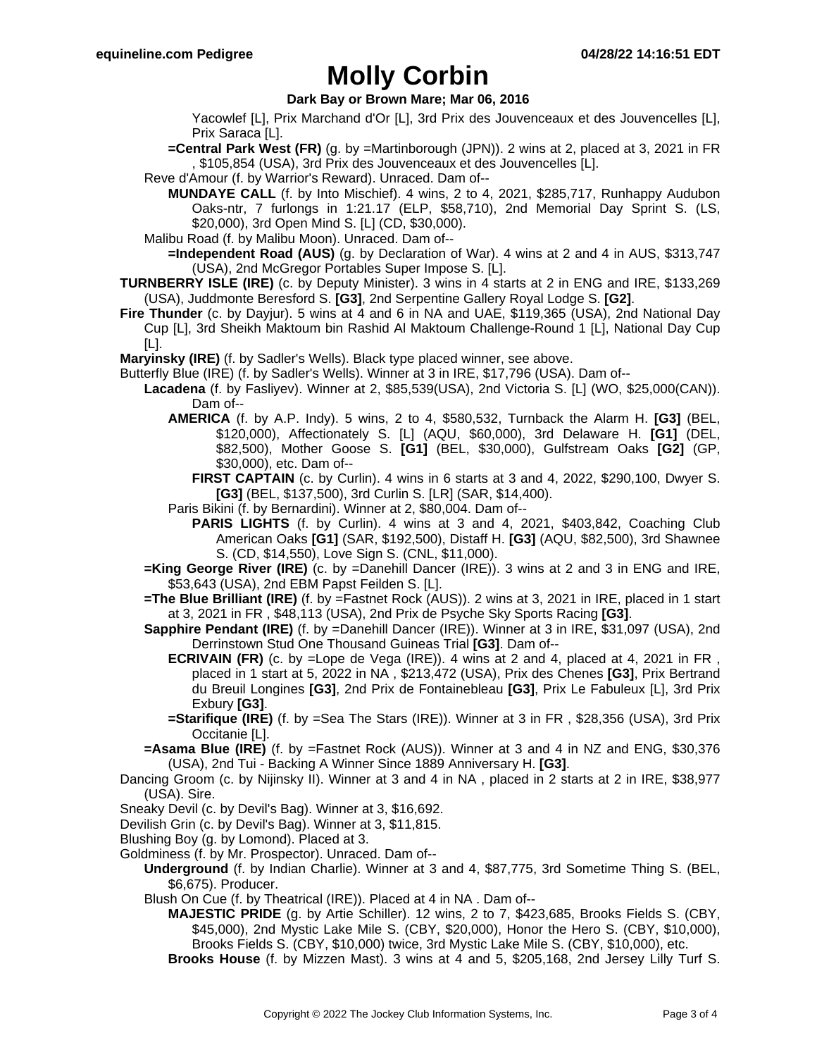# Molly Corbin

**Dark Bay or Brown Mare; Mar 06, 2016**

Yacowlef [L], Prix Marchand d'Or [L], 3rd Prix des Jouvenceaux et des Jouvencelles [L], Prix Saraca [L].

**=Central Park West (FR)** (g. by =Martinborough (JPN)). 2 wins at 2, placed at 3, 2021 in FR , $105,854 (USA), 3rd Prix des Jouvenceaux et des Jouvencelles [L].

Reve d'Amour (f. by Warrior's Reward). Unraced. Dam of--

**MUNDAYE CALL** (f. by Into Mischief). 4 wins, 2 to 4, 2021, $285,717, Runhappy Audubon Oaks-ntr, 7 furlongs in 1:21.17 (ELP, $58,710), 2nd Memorial Day Sprint S. (LS, $20,000), 3rd Open Mind S. [L] (CD, $30,000).

Malibu Road (f. by Malibu Moon). Unraced. Dam of--

**=Independent Road (AUS)** (g. by Declaration of War). 4 wins at 2 and 4 in AUS, $313,747 (USA), 2nd McGregor Portables Super Impose S. [L].

**TURNBERRY ISLE (IRE)** (c. by Deputy Minister). 3 wins in 4 starts at 2 in ENG and IRE, $133,269 (USA), Juddmonte Beresford S. **[G3]**, 2nd Serpentine Gallery Royal Lodge S. **[G2]**.

**Fire Thunder** (c. by Dayjur). 5 wins at 4 and 6 in NA and UAE, $119,365 (USA), 2nd National Day Cup [L], 3rd Sheikh Maktoum bin Rashid Al Maktoum Challenge-Round 1 [L], National Day Cup [L].

**Maryinsky (IRE)** (f. by Sadler's Wells). Black type placed winner, see above.

Butterfly Blue (IRE) (f. by Sadler's Wells). Winner at 3 in IRE, $17,796 (USA). Dam of--

**Lacadena** (f. by Fasliyev). Winner at 2, $85,539(USA), 2nd Victoria S. [L] (WO, $25,000(CAN)). Dam of--

**AMERICA** (f. by A.P. Indy). 5 wins, 2 to 4, $580,532, Turnback the Alarm H. **[G3]** (BEL, $120,000), Affectionately S. [L] (AQU, $60,000), 3rd Delaware H. **[G1]** (DEL, $82,500), Mother Goose S. **[G1]** (BEL, $30,000), Gulfstream Oaks **[G2]** (GP, $30,000), etc. Dam of--

**FIRST CAPTAIN** (c. by Curlin). 4 wins in 6 starts at 3 and 4, 2022, $290,100, Dwyer S. **[G3]** (BEL, $137,500), 3rd Curlin S. [LR] (SAR, $14,400).

Paris Bikini (f. by Bernardini). Winner at 2, $80,004. Dam of--

**PARIS LIGHTS** (f. by Curlin). 4 wins at 3 and 4, 2021, $403,842, Coaching Club American Oaks **[G1]** (SAR, $192,500), Distaff H. **[G3]** (AQU, $82,500), 3rd Shawnee S. (CD, $14,550), Love Sign S. (CNL, $11,000).

**=King George River (IRE)** (c. by =Danehill Dancer (IRE)). 3 wins at 2 and 3 in ENG and IRE, $53,643 (USA), 2nd EBM Papst Feilden S. [L].

**=The Blue Brilliant (IRE)** (f. by =Fastnet Rock (AUS)). 2 wins at 3, 2021 in IRE, placed in 1 start at 3, 2021 in FR , $48,113 (USA), 2nd Prix de Psyche Sky Sports Racing **[G3]**.

**Sapphire Pendant (IRE)** (f. by =Danehill Dancer (IRE)). Winner at 3 in IRE, $31,097 (USA), 2nd Derrinstown Stud One Thousand Guineas Trial **[G3]**. Dam of--

**ECRIVAIN (FR)** (c. by =Lope de Vega (IRE)). 4 wins at 2 and 4, placed at 4, 2021 in FR , placed in 1 start at 5, 2022 in NA , $213,472 (USA), Prix des Chenes **[G3]**, Prix Bertrand du Breuil Longines **[G3]**, 2nd Prix de Fontainebleau **[G3]**, Prix Le Fabuleux [L], 3rd Prix Exbury **[G3]**.

**=Starifique (IRE)** (f. by =Sea The Stars (IRE)). Winner at 3 in FR , $28,356 (USA), 3rd Prix Occitanie [L].

**=Asama Blue (IRE)** (f. by =Fastnet Rock (AUS)). Winner at 3 and 4 in NZ and ENG, $30,376 (USA), 2nd Tui - Backing A Winner Since 1889 Anniversary H. **[G3]**.

Dancing Groom (c. by Nijinsky II). Winner at 3 and 4 in NA , placed in 2 starts at 2 in IRE, $38,977 (USA). Sire.

Sneaky Devil (c. by Devil's Bag). Winner at 3, $16,692.

Devilish Grin (c. by Devil's Bag). Winner at 3, $11,815.

Blushing Boy (g. by Lomond). Placed at 3.

Goldminess (f. by Mr. Prospector). Unraced. Dam of--

**Underground** (f. by Indian Charlie). Winner at 3 and 4, $87,775, 3rd Sometime Thing S. (BEL, $6,675). Producer.

Blush On Cue (f. by Theatrical (IRE)). Placed at 4 in NA . Dam of--

**MAJESTIC PRIDE** (g. by Artie Schiller). 12 wins, 2 to 7, $423,685, Brooks Fields S. (CBY, $45,000), 2nd Mystic Lake Mile S. (CBY, $20,000), Honor the Hero S. (CBY, $10,000), Brooks Fields S. (CBY, $10,000) twice, 3rd Mystic Lake Mile S. (CBY, $10,000), etc.

**Brooks House** (f. by Mizzen Mast). 3 wins at 4 and 5, $205,168, 2nd Jersey Lilly Turf S.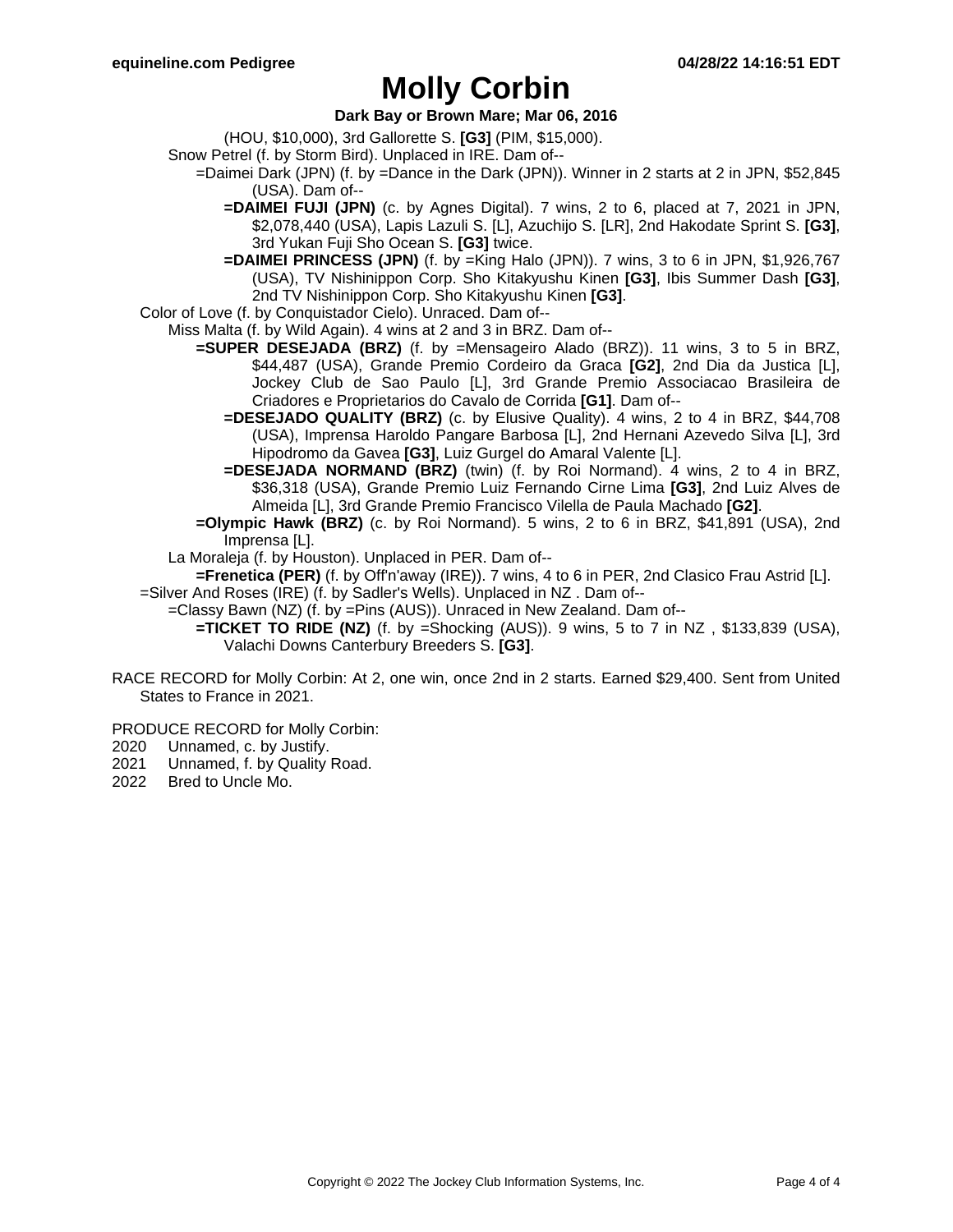# Molly Corbin

**Dark Bay or Brown Mare; Mar 06, 2016**

(HOU, $10,000), 3rd Gallorette S. **[G3]** (PIM, $15,000).

Snow Petrel (f. by Storm Bird). Unplaced in IRE. Dam of--

=Daimei Dark (JPN) (f. by =Dance in the Dark (JPN)). Winner in 2 starts at 2 in JPN, $52,845 (USA). Dam of--

**=DAIMEI FUJI (JPN)** (c. by Agnes Digital). 7 wins, 2 to 6, placed at 7, 2021 in JPN, $2,078,440 (USA), Lapis Lazuli S. [L], Azuchijo S. [LR], 2nd Hakodate Sprint S. **[G3]**, 3rd Yukan Fuji Sho Ocean S. **[G3]** twice.

**=DAIMEI PRINCESS (JPN)** (f. by =King Halo (JPN)). 7 wins, 3 to 6 in JPN, $1,926,767 (USA), TV Nishinippon Corp. Sho Kitakyushu Kinen **[G3]**, Ibis Summer Dash **[G3]**, 2nd TV Nishinippon Corp. Sho Kitakyushu Kinen **[G3]**.

Color of Love (f. by Conquistador Cielo). Unraced. Dam of--

Miss Malta (f. by Wild Again). 4 wins at 2 and 3 in BRZ. Dam of--

**=SUPER DESEJADA (BRZ)** (f. by =Mensageiro Alado (BRZ)). 11 wins, 3 to 5 in BRZ, $44,487 (USA), Grande Premio Cordeiro da Graca **[G2]**, 2nd Dia da Justica [L], Jockey Club de Sao Paulo [L], 3rd Grande Premio Associacao Brasileira de Criadores e Proprietarios do Cavalo de Corrida **[G1]**. Dam of--

**=DESEJADO QUALITY (BRZ)** (c. by Elusive Quality). 4 wins, 2 to 4 in BRZ, $44,708 (USA), Imprensa Haroldo Pangare Barbosa [L], 2nd Hernani Azevedo Silva [L], 3rd Hipodromo da Gavea **[G3]**, Luiz Gurgel do Amaral Valente [L].

**=DESEJADA NORMAND (BRZ)** (twin) (f. by Roi Normand). 4 wins, 2 to 4 in BRZ, $36,318 (USA), Grande Premio Luiz Fernando Cirne Lima **[G3]**, 2nd Luiz Alves de Almeida [L], 3rd Grande Premio Francisco Vilella de Paula Machado **[G2]**.

**=Olympic Hawk (BRZ)** (c. by Roi Normand). 5 wins, 2 to 6 in BRZ, $41,891 (USA), 2nd Imprensa [L].

La Moraleja (f. by Houston). Unplaced in PER. Dam of--

**=Frenetica (PER)** (f. by Off'n'away (IRE)). 7 wins, 4 to 6 in PER, 2nd Clasico Frau Astrid [L].

=Silver And Roses (IRE) (f. by Sadler's Wells). Unplaced in NZ . Dam of--

=Classy Bawn (NZ) (f. by =Pins (AUS)). Unraced in New Zealand. Dam of--

**=TICKET TO RIDE (NZ)** (f. by =Shocking (AUS)). 9 wins, 5 to 7 in NZ , $133,839 (USA), Valachi Downs Canterbury Breeders S. **[G3]**.

RACE RECORD for Molly Corbin: At 2, one win, once 2nd in 2 starts. Earned $29,400. Sent from United States to France in 2021.

PRODUCE RECORD for Molly Corbin:

2020 Unnamed, c. by Justify.
2021 Unnamed, f. by Quality Road.
2022 Bred to Uncle Mo.